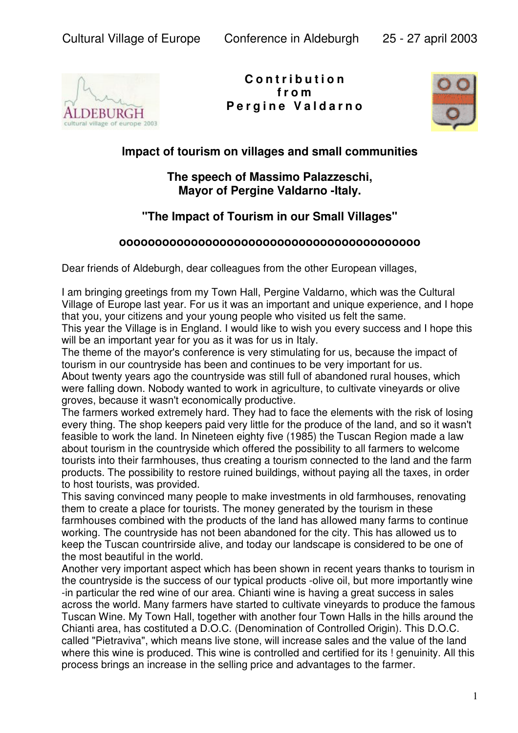Cultural Village of Europe Conference in Aldeburgh 25 - 27 april 2003

**Contribution from Pergine Valdarno**

## Impact of tourism on villages and small communities

### The speech of Massimo Palazzeschi, Mayor of Pergine Valdarno -Italy.

### "The Impact of Tourism in our Small Villages"

**oooooooooooooooooooooooooooooooooooooooo**

Dear friends of Aldeburgh, dear colleagues from the other European villages,

I am bringing greetings from my Town Hall, Pergine Valdarno, which was the Cultural Village of Europe last year. For us it was an important and unique experience, and I hope that you, your citizens and your young people who visited us felt the same.
This year the Village is in England. I would like to wish you every success and I hope this will be an important year for you as it was for us in Italy.
The theme of the mayor's conference is very stimulating for us, because the impact of tourism in our countryside has been and continues to be very important for us.
About twenty years ago the countryside was still full of abandoned rural houses, which were falling down. Nobody wanted to work in agriculture, to cultivate vineyards or olive groves, because it wasn't economically productive.
The farmers worked extremely hard. They had to face the elements with the risk of losing every thing. The shop keepers paid very little for the produce of the land, and so it wasn't feasible to work the land. In Nineteen eighty five (1985) the Tuscan Region made a law about tourism in the countryside which offered the possibility to all farmers to welcome tourists into their farmhouses, thus creating a tourism connected to the land and the farm products. The possibility to restore ruined buildings, without paying all the taxes, in order to host tourists, was provided.
This saving convinced many people to make investments in old farmhouses, renovating them to create a place for tourists. The money generated by the tourism in these farmhouses combined with the products of the land has allowed many farms to continue working. The countryside has not been abandoned for the city. This has allowed us to keep the Tuscan countrirside alive, and today our landscape is considered to be one of the most beautiful in the world.
Another very important aspect which has been shown in recent years thanks to tourism in the countryside is the success of our typical products -olive oil, but more importantly wine -in particular the red wine of our area. Chianti wine is having a great success in sales across the world. Many farmers have started to cultivate vineyards to produce the famous Tuscan Wine. My Town Hall, together with another four Town Halls in the hills around the Chianti area, has costituted a D.O.C. (Denomination of Controlled Origin). This D.O.C. called "Pietraviva", which means live stone, will increase sales and the value of the land where this wine is produced. This wine is controlled and certified for its ! genuinity. All this process brings an increase in the selling price and advantages to the farmer.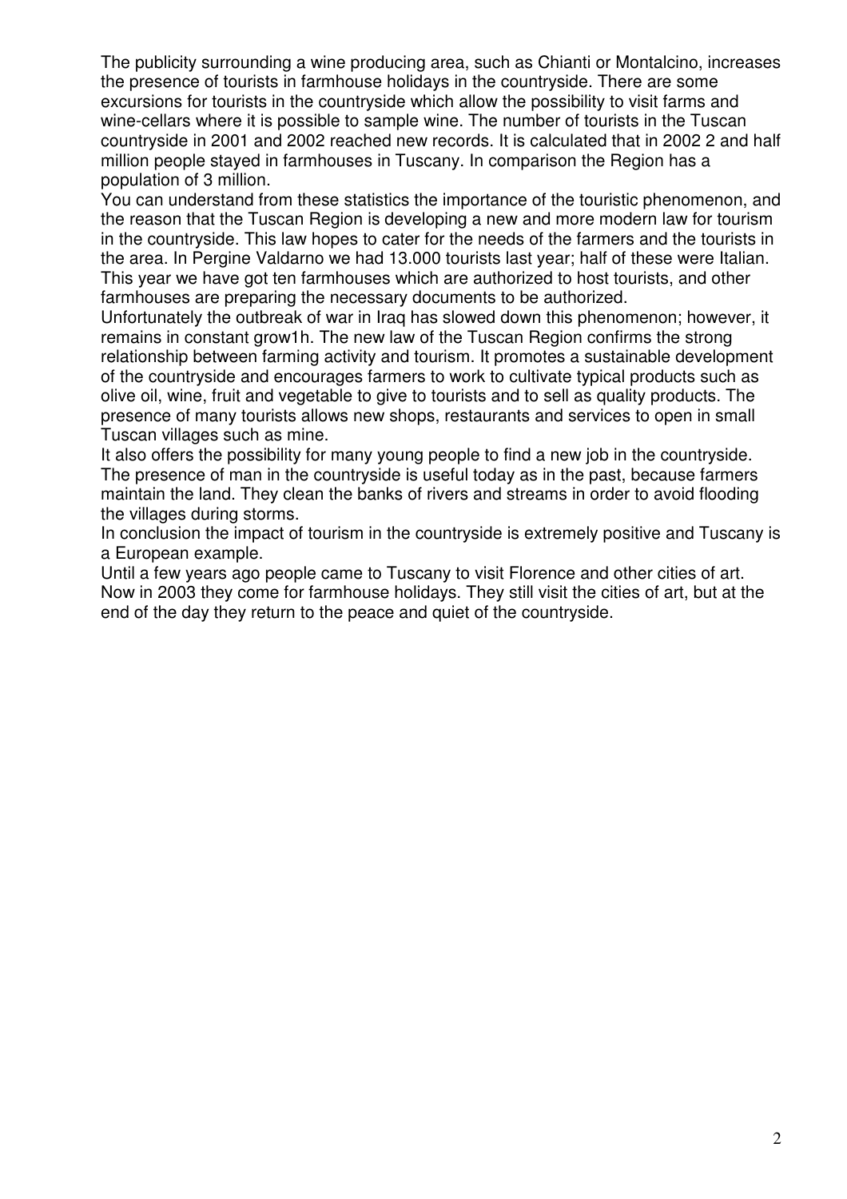The publicity surrounding a wine producing area, such as Chianti or Montalcino, increases the presence of tourists in farmhouse holidays in the countryside. There are some excursions for tourists in the countryside which allow the possibility to visit farms and wine-cellars where it is possible to sample wine. The number of tourists in the Tuscan countryside in 2001 and 2002 reached new records. It is calculated that in 2002 2 and half million people stayed in farmhouses in Tuscany. In comparison the Region has a population of 3 million.

You can understand from these statistics the importance of the touristic phenomenon, and the reason that the Tuscan Region is developing a new and more modern law for tourism in the countryside. This law hopes to cater for the needs of the farmers and the tourists in the area. In Pergine Valdarno we had 13.000 tourists last year; half of these were Italian. This year we have got ten farmhouses which are authorized to host tourists, and other farmhouses are preparing the necessary documents to be authorized.

Unfortunately the outbreak of war in Iraq has slowed down this phenomenon; however, it remains in constant grow1h. The new law of the Tuscan Region confirms the strong relationship between farming activity and tourism. It promotes a sustainable development of the countryside and encourages farmers to work to cultivate typical products such as olive oil, wine, fruit and vegetable to give to tourists and to sell as quality products. The presence of many tourists allows new shops, restaurants and services to open in small Tuscan villages such as mine.

It also offers the possibility for many young people to find a new job in the countryside. The presence of man in the countryside is useful today as in the past, because farmers maintain the land. They clean the banks of rivers and streams in order to avoid flooding the villages during storms.

In conclusion the impact of tourism in the countryside is extremely positive and Tuscany is a European example.

Until a few years ago people came to Tuscany to visit Florence and other cities of art. Now in 2003 they come for farmhouse holidays. They still visit the cities of art, but at the end of the day they return to the peace and quiet of the countryside.